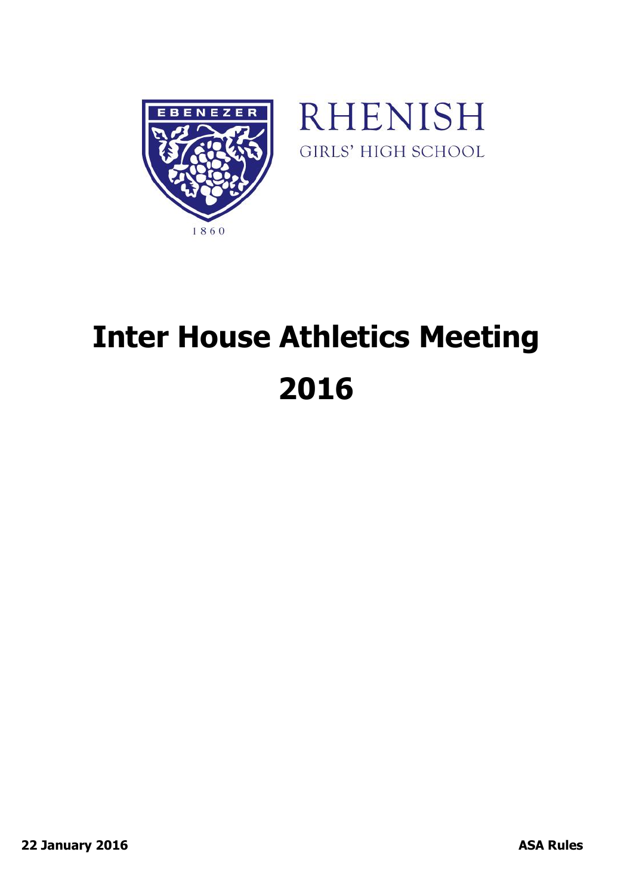EBENEZER

1860

RHENISH
GIRLS' HIGH SCHOOL

# Inter House Athletics Meeting 2016

**22 January 2016** **ASA Rules**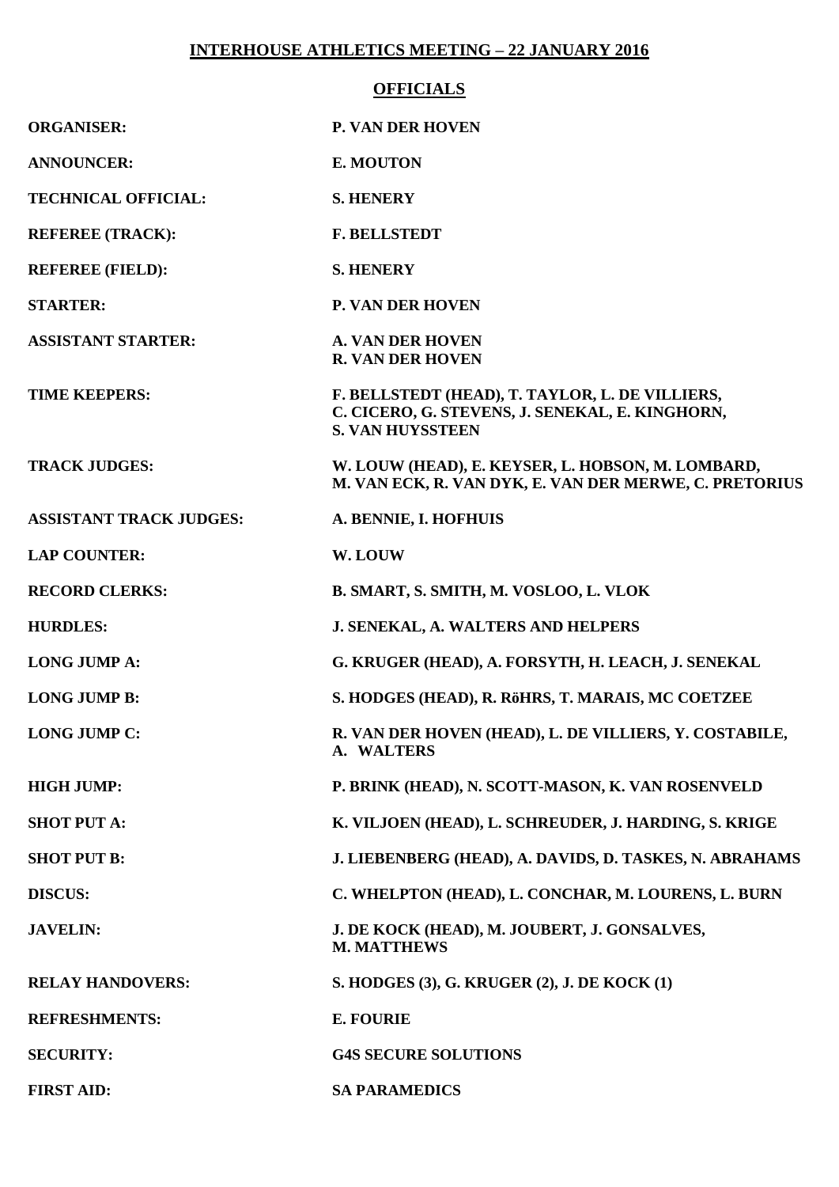# INTERHOUSE ATHLETICS MEETING – 22 JANUARY 2016

## OFFICIALS

| | |
|---|---|
| **ORGANISER:** | **P. VAN DER HOVEN** |
| **ANNOUNCER:** | **E. MOUTON** |
| **TECHNICAL OFFICIAL:** | **S. HENERY** |
| **REFEREE (TRACK):** | **F. BELLSTEDT** |
| **REFEREE (FIELD):** | **S. HENERY** |
| **STARTER:** | **P. VAN DER HOVEN** |
| **ASSISTANT STARTER:** | **A. VAN DER HOVEN, R. VAN DER HOVEN** |
| **TIME KEEPERS:** | **F. BELLSTEDT (HEAD), T. TAYLOR, L. DE VILLIERS, C. CICERO, G. STEVENS, J. SENEKAL, E. KINGHORN, S. VAN HUYSSTEEN** |
| **TRACK JUDGES:** | **W. LOUW (HEAD), E. KEYSER, L. HOBSON, M. LOMBARD, M. VAN ECK, R. VAN DYK, E. VAN DER MERWE, C. PRETORIUS** |
| **ASSISTANT TRACK JUDGES:** | **A. BENNIE, I. HOFHUIS** |
| **LAP COUNTER:** | **W. LOUW** |
| **RECORD CLERKS:** | **B. SMART, S. SMITH, M. VOSLOO, L. VLOK** |
| **HURDLES:** | **J. SENEKAL, A. WALTERS AND HELPERS** |
| **LONG JUMP A:** | **G. KRUGER (HEAD), A. FORSYTH, H. LEACH, J. SENEKAL** |
| **LONG JUMP B:** | **S. HODGES (HEAD), R. RöHRS, T. MARAIS, MC COETZEE** |
| **LONG JUMP C:** | **R. VAN DER HOVEN (HEAD), L. DE VILLIERS, Y. COSTABILE, A. WALTERS** |
| **HIGH JUMP:** | **P. BRINK (HEAD), N. SCOTT-MASON, K. VAN ROSENVELD** |
| **SHOT PUT A:** | **K. VILJOEN (HEAD), L. SCHREUDER, J. HARDING, S. KRIGE** |
| **SHOT PUT B:** | **J. LIEBENBERG (HEAD), A. DAVIDS, D. TASKES, N. ABRAHAMS** |
| **DISCUS:** | **C. WHELPTON (HEAD), L. CONCHAR, M. LOURENS, L. BURN** |
| **JAVELIN:** | **J. DE KOCK (HEAD), M. JOUBERT, J. GONSALVES, M. MATTHEWS** |
| **RELAY HANDOVERS:** | **S. HODGES (3), G. KRUGER (2), J. DE KOCK (1)** |
| **REFRESHMENTS:** | **E. FOURIE** |
| **SECURITY:** | **G4S SECURE SOLUTIONS** |
| **FIRST AID:** | **SA PARAMEDICS** |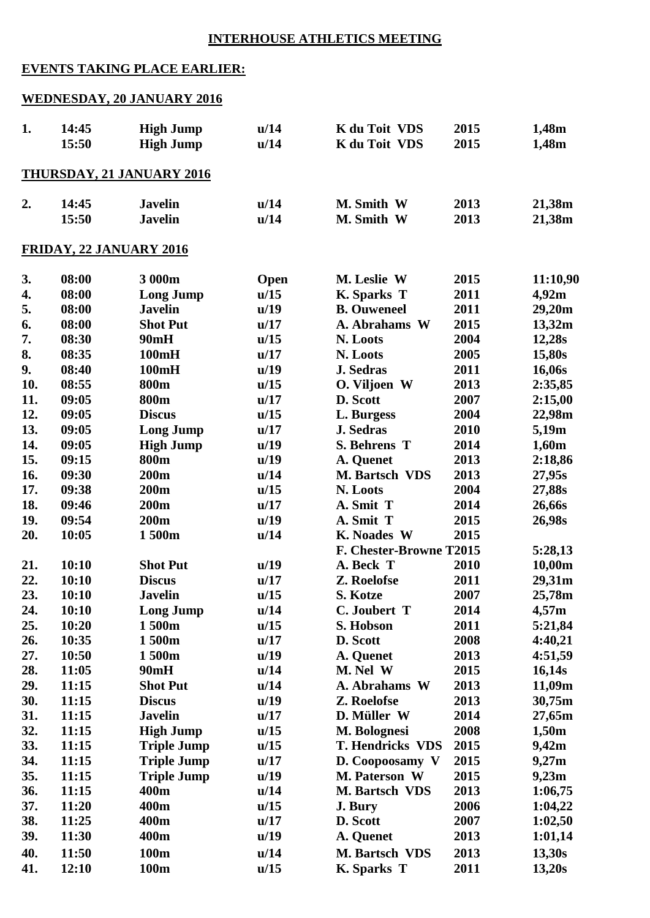**INTERHOUSE ATHLETICS MEETING**

**EVENTS TAKING PLACE EARLIER:**

**WEDNESDAY, 20 JANUARY 2016**

| | | | | | | |
|---|---|---|---|---|---|---|
| **1.** | **14:45** | **High Jump** | **u/14** | **K du Toit VDS** | **2015** | **1,48m** |
| | **15:50** | **High Jump** | **u/14** | **K du Toit VDS** | **2015** | **1,48m** |

**THURSDAY, 21 JANUARY 2016**

| | | | | | | |
|---|---|---|---|---|---|---|
| **2.** | **14:45** | **Javelin** | **u/14** | **M. Smith W** | **2013** | **21,38m** |
| | **15:50** | **Javelin** | **u/14** | **M. Smith W** | **2013** | **21,38m** |

**FRIDAY, 22 JANUARY 2016**

| | | | | | | |
|---|---|---|---|---|---|---|
| **3.** | **08:00** | **3 000m** | **Open** | **M. Leslie W** | **2015** | **11:10,90** |
| **4.** | **08:00** | **Long Jump** | **u/15** | **K. Sparks T** | **2011** | **4,92m** |
| **5.** | **08:00** | **Javelin** | **u/19** | **B. Ouweneel** | **2011** | **29,20m** |
| **6.** | **08:00** | **Shot Put** | **u/17** | **A. Abrahams W** | **2015** | **13,32m** |
| **7.** | **08:30** | **90mH** | **u/15** | **N. Loots** | **2004** | **12,28s** |
| **8.** | **08:35** | **100mH** | **u/17** | **N. Loots** | **2005** | **15,80s** |
| **9.** | **08:40** | **100mH** | **u/19** | **J. Sedras** | **2011** | **16,06s** |
| **10.** | **08:55** | **800m** | **u/15** | **O. Viljoen W** | **2013** | **2:35,85** |
| **11.** | **09:05** | **800m** | **u/17** | **D. Scott** | **2007** | **2:15,00** |
| **12.** | **09:05** | **Discus** | **u/15** | **L. Burgess** | **2004** | **22,98m** |
| **13.** | **09:05** | **Long Jump** | **u/17** | **J. Sedras** | **2010** | **5,19m** |
| **14.** | **09:05** | **High Jump** | **u/19** | **S. Behrens T** | **2014** | **1,60m** |
| **15.** | **09:15** | **800m** | **u/19** | **A. Quenet** | **2013** | **2:18,86** |
| **16.** | **09:30** | **200m** | **u/14** | **M. Bartsch VDS** | **2013** | **27,95s** |
| **17.** | **09:38** | **200m** | **u/15** | **N. Loots** | **2004** | **27,88s** |
| **18.** | **09:46** | **200m** | **u/17** | **A. Smit T** | **2014** | **26,66s** |
| **19.** | **09:54** | **200m** | **u/19** | **A. Smit T** | **2015** | **26,98s** |
| **20.** | **10:05** | **1 500m** | **u/14** | **K. Noades W** | **2015** | |
| | | | | **F. Chester-Browne T** | **2015** | **5:28,13** |
| **21.** | **10:10** | **Shot Put** | **u/19** | **A. Beck T** | **2010** | **10,00m** |
| **22.** | **10:10** | **Discus** | **u/17** | **Z. Roelofse** | **2011** | **29,31m** |
| **23.** | **10:10** | **Javelin** | **u/15** | **S. Kotze** | **2007** | **25,78m** |
| **24.** | **10:10** | **Long Jump** | **u/14** | **C. Joubert T** | **2014** | **4,57m** |
| **25.** | **10:20** | **1 500m** | **u/15** | **S. Hobson** | **2011** | **5:21,84** |
| **26.** | **10:35** | **1 500m** | **u/17** | **D. Scott** | **2008** | **4:40,21** |
| **27.** | **10:50** | **1 500m** | **u/19** | **A. Quenet** | **2013** | **4:51,59** |
| **28.** | **11:05** | **90mH** | **u/14** | **M. Nel W** | **2015** | **16,14s** |
| **29.** | **11:15** | **Shot Put** | **u/14** | **A. Abrahams W** | **2013** | **11,09m** |
| **30.** | **11:15** | **Discus** | **u/19** | **Z. Roelofse** | **2013** | **30,75m** |
| **31.** | **11:15** | **Javelin** | **u/17** | **D. Müller W** | **2014** | **27,65m** |
| **32.** | **11:15** | **High Jump** | **u/15** | **M. Bolognesi** | **2008** | **1,50m** |
| **33.** | **11:15** | **Triple Jump** | **u/15** | **T. Hendricks VDS** | **2015** | **9,42m** |
| **34.** | **11:15** | **Triple Jump** | **u/17** | **D. Coopoosamy V** | **2015** | **9,27m** |
| **35.** | **11:15** | **Triple Jump** | **u/19** | **M. Paterson W** | **2015** | **9,23m** |
| **36.** | **11:15** | **400m** | **u/14** | **M. Bartsch VDS** | **2013** | **1:06,75** |
| **37.** | **11:20** | **400m** | **u/15** | **J. Bury** | **2006** | **1:04,22** |
| **38.** | **11:25** | **400m** | **u/17** | **D. Scott** | **2007** | **1:02,50** |
| **39.** | **11:30** | **400m** | **u/19** | **A. Quenet** | **2013** | **1:01,14** |
| **40.** | **11:50** | **100m** | **u/14** | **M. Bartsch VDS** | **2013** | **13,30s** |
| **41.** | **12:10** | **100m** | **u/15** | **K. Sparks T** | **2011** | **13,20s** |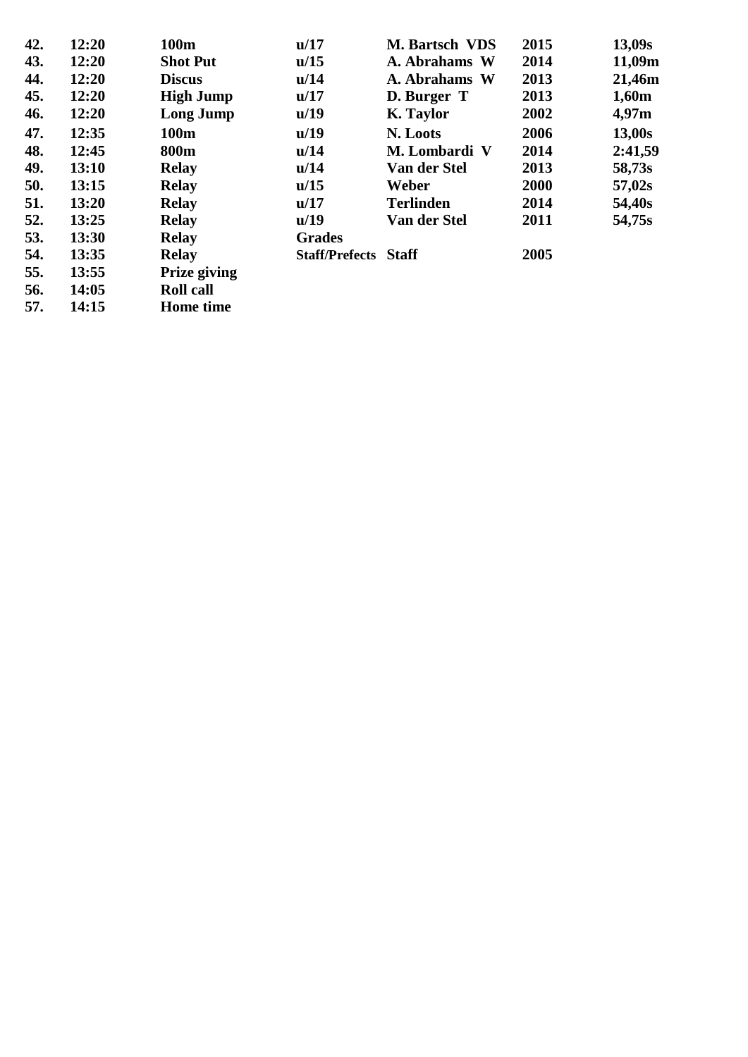| | | | | | | |
|---|---|---|---|---|---|---|
| **42.** | **12:20** | **100m** | **u/17** | **M. Bartsch VDS** | **2015** | **13,09s** |
| **43.** | **12:20** | **Shot Put** | **u/15** | **A. Abrahams W** | **2014** | **11,09m** |
| **44.** | **12:20** | **Discus** | **u/14** | **A. Abrahams W** | **2013** | **21,46m** |
| **45.** | **12:20** | **High Jump** | **u/17** | **D. Burger T** | **2013** | **1,60m** |
| **46.** | **12:20** | **Long Jump** | **u/19** | **K. Taylor** | **2002** | **4,97m** |
| **47.** | **12:35** | **100m** | **u/19** | **N. Loots** | **2006** | **13,00s** |
| **48.** | **12:45** | **800m** | **u/14** | **M. Lombardi V** | **2014** | **2:41,59** |
| **49.** | **13:10** | **Relay** | **u/14** | **Van der Stel** | **2013** | **58,73s** |
| **50.** | **13:15** | **Relay** | **u/15** | **Weber** | **2000** | **57,02s** |
| **51.** | **13:20** | **Relay** | **u/17** | **Terlinden** | **2014** | **54,40s** |
| **52.** | **13:25** | **Relay** | **u/19** | **Van der Stel** | **2011** | **54,75s** |
| **53.** | **13:30** | **Relay** | **Grades** | | | |
| **54.** | **13:35** | **Relay** | **Staff/Prefects** | **Staff** | **2005** | |
| **55.** | **13:55** | **Prize giving** | | | | |
| **56.** | **14:05** | **Roll call** | | | | |
| **57.** | **14:15** | **Home time** | | | | |